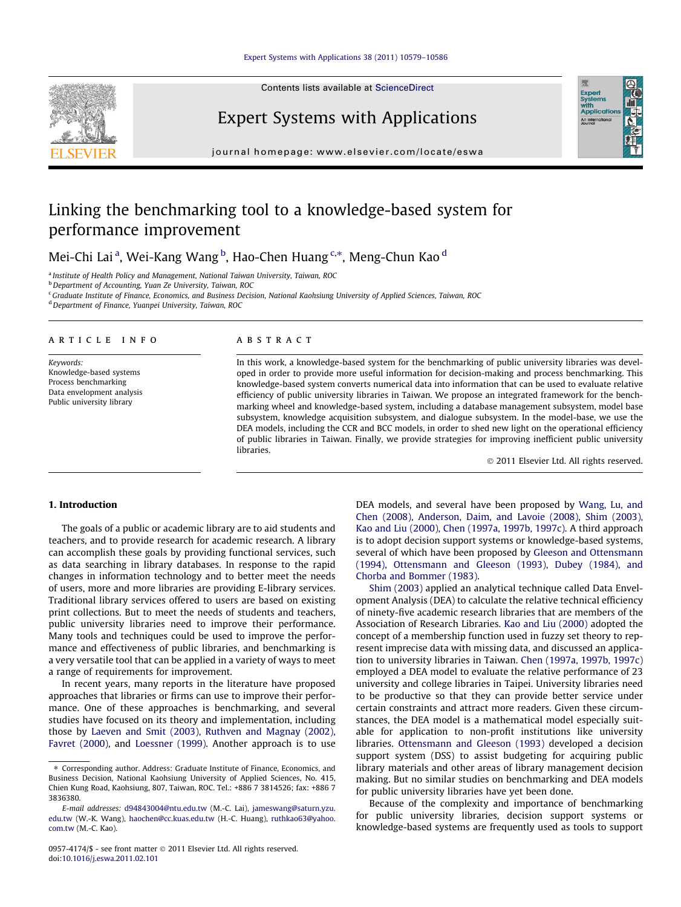# Linking the benchmarking tool to a knowledge-based system for performance improvement

Mei-Chi Lai [a], Wei-Kang Wang [b], Hao-Chen Huang [c,*], Meng-Chun Kao [d]

[a] Institute of Health Policy and Management, National Taiwan University, Taiwan, ROC
[b] Department of Accounting, Yuan Ze University, Taiwan, ROC
[c] Graduate Institute of Finance, Economics, and Business Decision, National Kaohsiung University of Applied Sciences, Taiwan, ROC
[d] Department of Finance, Yuanpei University, Taiwan, ROC

## ARTICLE INFO

*Keywords:*
Knowledge-based systems
Process benchmarking
Data envelopment analysis
Public university library

## ABSTRACT

In this work, a knowledge-based system for the benchmarking of public university libraries was developed in order to provide more useful information for decision-making and process benchmarking. This knowledge-based system converts numerical data into information that can be used to evaluate relative efficiency of public university libraries in Taiwan. We propose an integrated framework for the benchmarking wheel and knowledge-based system, including a database management subsystem, model base subsystem, knowledge acquisition subsystem, and dialogue subsystem. In the model-base, we use the DEA models, including the CCR and BCC models, in order to shed new light on the operational efficiency of public libraries in Taiwan. Finally, we provide strategies for improving inefficient public university libraries.

© 2011 Elsevier Ltd. All rights reserved.

## 1. Introduction

The goals of a public or academic library are to aid students and teachers, and to provide research for academic research. A library can accomplish these goals by providing functional services, such as data searching in library databases. In response to the rapid changes in information technology and to better meet the needs of users, more and more libraries are providing E-library services. Traditional library services offered to users are based on existing print collections. But to meet the needs of students and teachers, public university libraries need to improve their performance. Many tools and techniques could be used to improve the performance and effectiveness of public libraries, and benchmarking is a very versatile tool that can be applied in a variety of ways to meet a range of requirements for improvement.

In recent years, many reports in the literature have proposed approaches that libraries or firms can use to improve their performance. One of these approaches is benchmarking, and several studies have focused on its theory and implementation, including those by Laeven and Smit (2003), Ruthven and Magnay (2002), Favret (2000), and Loessner (1999). Another approach is to use DEA models, and several have been proposed by Wang, Lu, and Chen (2008), Anderson, Daim, and Lavoie (2008), Shim (2003), Kao and Liu (2000), Chen (1997a, 1997b, 1997c). A third approach is to adopt decision support systems or knowledge-based systems, several of which have been proposed by Gleeson and Ottensmann (1994), Ottensmann and Gleeson (1993), Dubey (1984), and Chorba and Bommer (1983).

Shim (2003) applied an analytical technique called Data Envelopment Analysis (DEA) to calculate the relative technical efficiency of ninety-five academic research libraries that are members of the Association of Research Libraries. Kao and Liu (2000) adopted the concept of a membership function used in fuzzy set theory to represent imprecise data with missing data, and discussed an application to university libraries in Taiwan. Chen (1997a, 1997b, 1997c) employed a DEA model to evaluate the relative performance of 23 university and college libraries in Taipei. University libraries need to be productive so that they can provide better service under certain constraints and attract more readers. Given these circumstances, the DEA model is a mathematical model especially suitable for application to non-profit institutions like university libraries. Ottensmann and Gleeson (1993) developed a decision support system (DSS) to assist budgeting for acquiring public library materials and other areas of library management decision making. But no similar studies on benchmarking and DEA models for public university libraries have yet been done.

Because of the complexity and importance of benchmarking for public university libraries, decision support systems or knowledge-based systems are frequently used as tools to support

---

* Corresponding author. Address: Graduate Institute of Finance, Economics, and Business Decision, National Kaohsiung University of Applied Sciences, No. 415, Chien Kung Road, Kaohsiung, 807, Taiwan, ROC. Tel.: +886 7 3814526; fax: +886 7 3836380.

*E-mail addresses:* d94843004@ntu.edu.tw (M.-C. Lai), jameswang@saturn.yzu.edu.tw (W.-K. Wang), haochen@cc.kuas.edu.tw (H.-C. Huang), ruthkao63@yahoo.com.tw (M.-C. Kao).

0957-4174/$ - see front matter © 2011 Elsevier Ltd. All rights reserved.
doi:10.1016/j.eswa.2011.02.101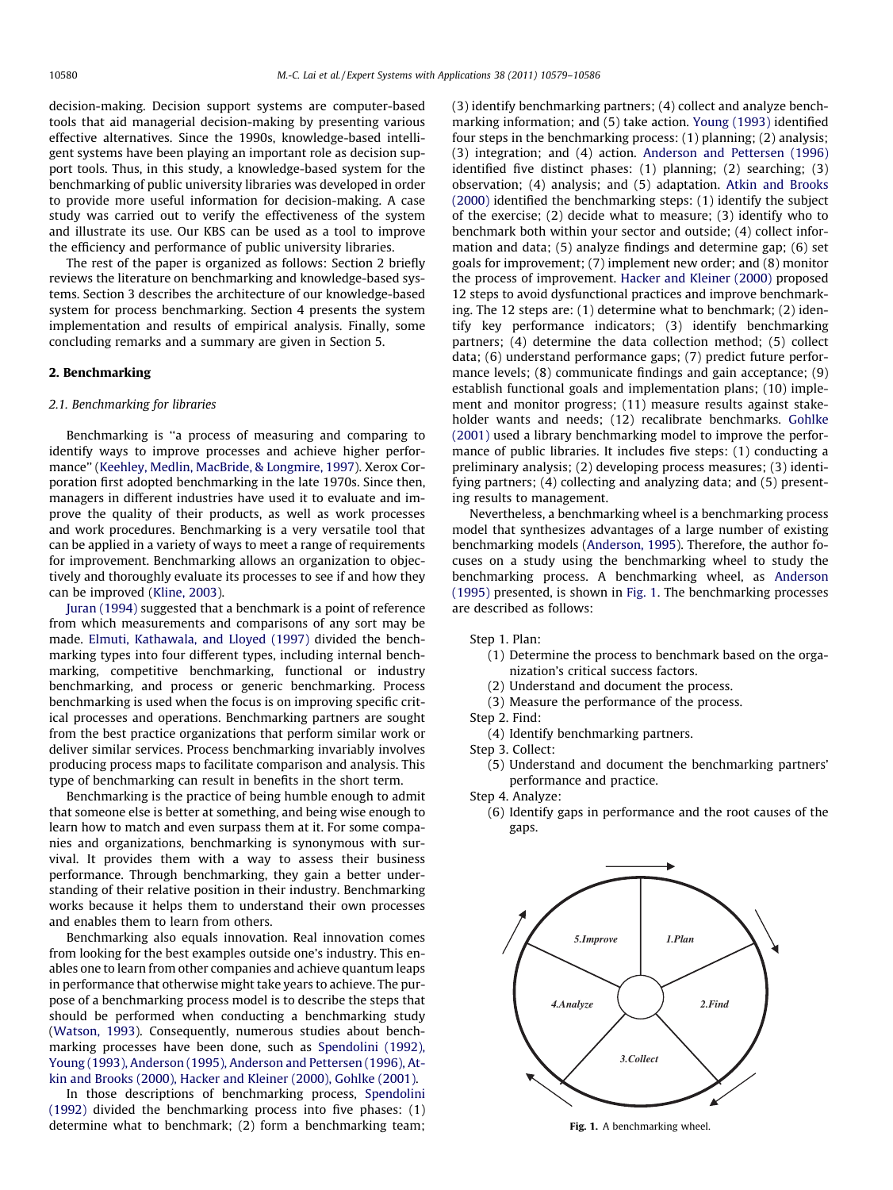decision-making. Decision support systems are computer-based tools that aid managerial decision-making by presenting various effective alternatives. Since the 1990s, knowledge-based intelligent systems have been playing an important role as decision support tools. Thus, in this study, a knowledge-based system for the benchmarking of public university libraries was developed in order to provide more useful information for decision-making. A case study was carried out to verify the effectiveness of the system and illustrate its use. Our KBS can be used as a tool to improve the efficiency and performance of public university libraries.

The rest of the paper is organized as follows: Section 2 briefly reviews the literature on benchmarking and knowledge-based systems. Section 3 describes the architecture of our knowledge-based system for process benchmarking. Section 4 presents the system implementation and results of empirical analysis. Finally, some concluding remarks and a summary are given in Section 5.

## 2. Benchmarking

### 2.1. Benchmarking for libraries

Benchmarking is ''a process of measuring and comparing to identify ways to improve processes and achieve higher performance'' (Keehley, Medlin, MacBride, & Longmire, 1997). Xerox Corporation first adopted benchmarking in the late 1970s. Since then, managers in different industries have used it to evaluate and improve the quality of their products, as well as work processes and work procedures. Benchmarking is a very versatile tool that can be applied in a variety of ways to meet a range of requirements for improvement. Benchmarking allows an organization to objectively and thoroughly evaluate its processes to see if and how they can be improved (Kline, 2003).

Juran (1994) suggested that a benchmark is a point of reference from which measurements and comparisons of any sort may be made. Elmuti, Kathawala, and Lloyed (1997) divided the benchmarking types into four different types, including internal benchmarking, competitive benchmarking, functional or industry benchmarking, and process or generic benchmarking. Process benchmarking is used when the focus is on improving specific critical processes and operations. Benchmarking partners are sought from the best practice organizations that perform similar work or deliver similar services. Process benchmarking invariably involves producing process maps to facilitate comparison and analysis. This type of benchmarking can result in benefits in the short term.

Benchmarking is the practice of being humble enough to admit that someone else is better at something, and being wise enough to learn how to match and even surpass them at it. For some companies and organizations, benchmarking is synonymous with survival. It provides them with a way to assess their business performance. Through benchmarking, they gain a better understanding of their relative position in their industry. Benchmarking works because it helps them to understand their own processes and enables them to learn from others.

Benchmarking also equals innovation. Real innovation comes from looking for the best examples outside one's industry. This enables one to learn from other companies and achieve quantum leaps in performance that otherwise might take years to achieve. The purpose of a benchmarking process model is to describe the steps that should be performed when conducting a benchmarking study (Watson, 1993). Consequently, numerous studies about benchmarking processes have been done, such as Spendolini (1992), Young (1993), Anderson (1995), Anderson and Pettersen (1996), Atkin and Brooks (2000), Hacker and Kleiner (2000), Gohlke (2001).

In those descriptions of benchmarking process, Spendolini (1992) divided the benchmarking process into five phases: (1) determine what to benchmark; (2) form a benchmarking team; (3) identify benchmarking partners; (4) collect and analyze benchmarking information; and (5) take action. Young (1993) identified four steps in the benchmarking process: (1) planning; (2) analysis; (3) integration; and (4) action. Anderson and Pettersen (1996) identified five distinct phases: (1) planning; (2) searching; (3) observation; (4) analysis; and (5) adaptation. Atkin and Brooks (2000) identified the benchmarking steps: (1) identify the subject of the exercise; (2) decide what to measure; (3) identify who to benchmark both within your sector and outside; (4) collect information and data; (5) analyze findings and determine gap; (6) set goals for improvement; (7) implement new order; and (8) monitor the process of improvement. Hacker and Kleiner (2000) proposed 12 steps to avoid dysfunctional practices and improve benchmarking. The 12 steps are: (1) determine what to benchmark; (2) identify key performance indicators; (3) identify benchmarking partners; (4) determine the data collection method; (5) collect data; (6) understand performance gaps; (7) predict future performance levels; (8) communicate findings and gain acceptance; (9) establish functional goals and implementation plans; (10) implement and monitor progress; (11) measure results against stakeholder wants and needs; (12) recalibrate benchmarks. Gohlke (2001) used a library benchmarking model to improve the performance of public libraries. It includes five steps: (1) conducting a preliminary analysis; (2) developing process measures; (3) identifying partners; (4) collecting and analyzing data; and (5) presenting results to management.

Nevertheless, a benchmarking wheel is a benchmarking process model that synthesizes advantages of a large number of existing benchmarking models (Anderson, 1995). Therefore, the author focuses on a study using the benchmarking wheel to study the benchmarking process. A benchmarking wheel, as Anderson (1995) presented, is shown in Fig. 1. The benchmarking processes are described as follows:

Step 1. Plan:
- (1) Determine the process to benchmark based on the organization's critical success factors.
- (2) Understand and document the process.
- (3) Measure the performance of the process.

Step 2. Find:
- (4) Identify benchmarking partners.

Step 3. Collect:
- (5) Understand and document the benchmarking partners' performance and practice.

Step 4. Analyze:
- (6) Identify gaps in performance and the root causes of the gaps.

1.Plan
2.Find
3.Collect
4.Analyze
5.Improve

Fig. 1. A benchmarking wheel.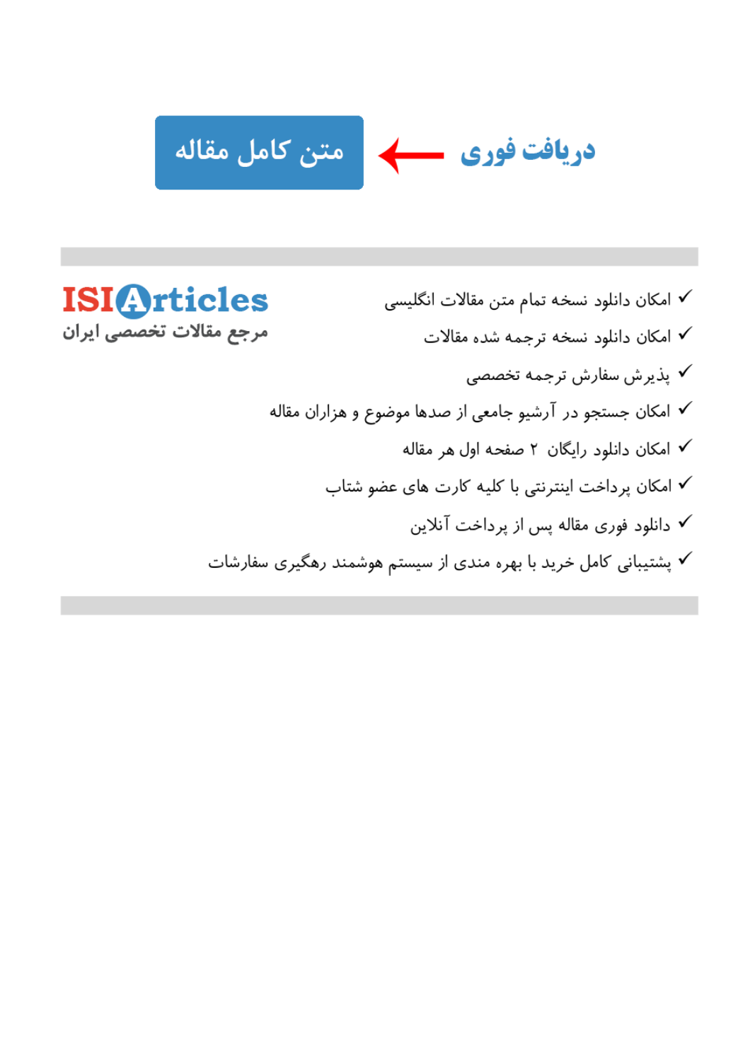دریافت فوری ← **متن کامل مقاله**

**ISIArticles**

مرجع مقالات تخصصی ایران

- ✓ امکان دانلود نسخه تمام متن مقالات انگلیسی
- ✓ امکان دانلود نسخه ترجمه شده مقالات
- ✓ پذیرش سفارش ترجمه تخصصی
- ✓ امکان جستجو در آرشیو جامعی از صدها موضوع و هزاران مقاله
- ✓ امکان دانلود رایگان ۲ صفحه اول هر مقاله
- ✓ امکان پرداخت اینترنتی با کلیه کارت های عضو شتاب
- ✓ دانلود فوری مقاله پس از پرداخت آنلاین
- ✓ پشتیبانی کامل خرید با بهره مندی از سیستم هوشمند رهگیری سفارشات